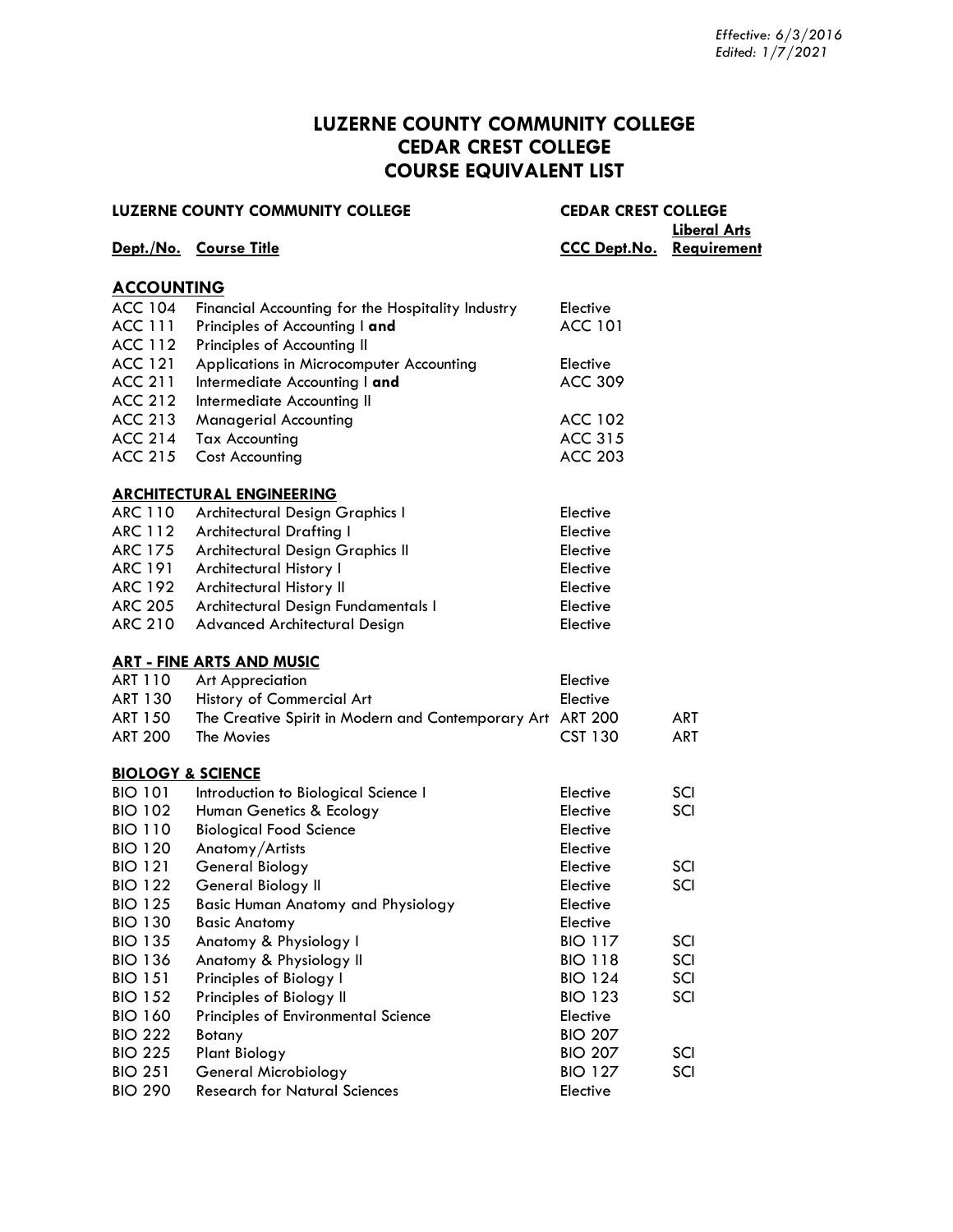*Effective: 6/3/2016*
*Edited: 1/7/2021*

# LUZERNE COUNTY COMMUNITY COLLEGE
# CEDAR CREST COLLEGE
# COURSE EQUIVALENT LIST

| LUZERNE COUNTY COMMUNITY COLLEGE | | CEDAR CREST COLLEGE | |
|---|---|---|---|
| **Dept./No.** | **Course Title** | **CCC Dept.No.** | **Liberal Arts Requirement** |
| **ACCOUNTING** | | | |
| ACC 104 | Financial Accounting for the Hospitality Industry | Elective | |
| ACC 111 | Principles of Accounting I **and** | ACC 101 | |
| ACC 112 | Principles of Accounting II | | |
| ACC 121 | Applications in Microcomputer Accounting | Elective | |
| ACC 211 | Intermediate Accounting I **and** | ACC 309 | |
| ACC 212 | Intermediate Accounting II | | |
| ACC 213 | Managerial Accounting | ACC 102 | |
| ACC 214 | Tax Accounting | ACC 315 | |
| ACC 215 | Cost Accounting | ACC 203 | |
| **ARCHITECTURAL ENGINEERING** | | | |
| ARC 110 | Architectural Design Graphics I | Elective | |
| ARC 112 | Architectural Drafting I | Elective | |
| ARC 175 | Architectural Design Graphics II | Elective | |
| ARC 191 | Architectural History I | Elective | |
| ARC 192 | Architectural History II | Elective | |
| ARC 205 | Architectural Design Fundamentals I | Elective | |
| ARC 210 | Advanced Architectural Design | Elective | |
| **ART - FINE ARTS AND MUSIC** | | | |
| ART 110 | Art Appreciation | Elective | |
| ART 130 | History of Commercial Art | Elective | |
| ART 150 | The Creative Spirit in Modern and Contemporary Art | ART 200 | ART |
| ART 200 | The Movies | CST 130 | ART |
| **BIOLOGY & SCIENCE** | | | |
| BIO 101 | Introduction to Biological Science I | Elective | SCI |
| BIO 102 | Human Genetics & Ecology | Elective | SCI |
| BIO 110 | Biological Food Science | Elective | |
| BIO 120 | Anatomy/Artists | Elective | |
| BIO 121 | General Biology | Elective | SCI |
| BIO 122 | General Biology II | Elective | SCI |
| BIO 125 | Basic Human Anatomy and Physiology | Elective | |
| BIO 130 | Basic Anatomy | Elective | |
| BIO 135 | Anatomy & Physiology I | BIO 117 | SCI |
| BIO 136 | Anatomy & Physiology II | BIO 118 | SCI |
| BIO 151 | Principles of Biology I | BIO 124 | SCI |
| BIO 152 | Principles of Biology II | BIO 123 | SCI |
| BIO 160 | Principles of Environmental Science | Elective | |
| BIO 222 | Botany | BIO 207 | |
| BIO 225 | Plant Biology | BIO 207 | SCI |
| BIO 251 | General Microbiology | BIO 127 | SCI |
| BIO 290 | Research for Natural Sciences | Elective | |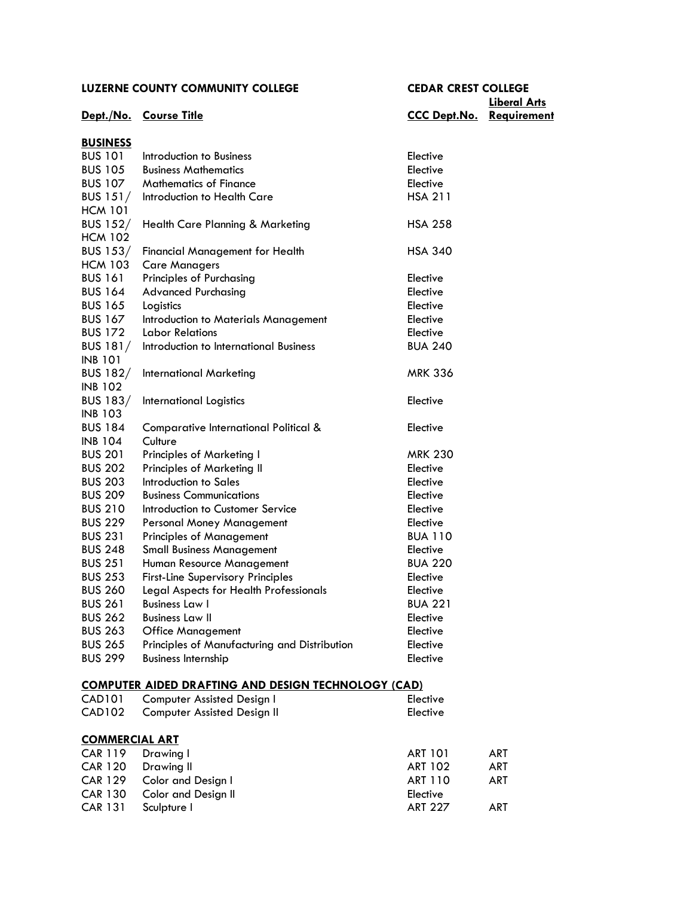| LUZERNE COUNTY COMMUNITY COLLEGE | | CEDAR CREST COLLEGE | |
|---|---|---|---|
| **Dept./No.** | **Course Title** | **CCC Dept.No.** | **Liberal Arts Requirement** |
| **BUSINESS** | | | |
| BUS 101 | Introduction to Business | Elective | |
| BUS 105 | Business Mathematics | Elective | |
| BUS 107 | Mathematics of Finance | Elective | |
| BUS 151/ HCM 101 | Introduction to Health Care | HSA 211 | |
| BUS 152/ HCM 102 | Health Care Planning & Marketing | HSA 258 | |
| BUS 153/ HCM 103 | Financial Management for Health Care Managers | HSA 340 | |
| BUS 161 | Principles of Purchasing | Elective | |
| BUS 164 | Advanced Purchasing | Elective | |
| BUS 165 | Logistics | Elective | |
| BUS 167 | Introduction to Materials Management | Elective | |
| BUS 172 | Labor Relations | Elective | |
| BUS 181/ INB 101 | Introduction to International Business | BUA 240 | |
| BUS 182/ INB 102 | International Marketing | MRK 336 | |
| BUS 183/ INB 103 | International Logistics | Elective | |
| BUS 184 INB 104 | Comparative International Political & Culture | Elective | |
| BUS 201 | Principles of Marketing I | MRK 230 | |
| BUS 202 | Principles of Marketing II | Elective | |
| BUS 203 | Introduction to Sales | Elective | |
| BUS 209 | Business Communications | Elective | |
| BUS 210 | Introduction to Customer Service | Elective | |
| BUS 229 | Personal Money Management | Elective | |
| BUS 231 | Principles of Management | BUA 110 | |
| BUS 248 | Small Business Management | Elective | |
| BUS 251 | Human Resource Management | BUA 220 | |
| BUS 253 | First-Line Supervisory Principles | Elective | |
| BUS 260 | Legal Aspects for Health Professionals | Elective | |
| BUS 261 | Business Law I | BUA 221 | |
| BUS 262 | Business Law II | Elective | |
| BUS 263 | Office Management | Elective | |
| BUS 265 | Principles of Manufacturing and Distribution | Elective | |
| BUS 299 | Business Internship | Elective | |
| **COMPUTER AIDED DRAFTING AND DESIGN TECHNOLOGY (CAD)** | | | |
| CAD101 | Computer Assisted Design I | Elective | |
| CAD102 | Computer Assisted Design II | Elective | |
| **COMMERCIAL ART** | | | |
| CAR 119 | Drawing I | ART 101 | ART |
| CAR 120 | Drawing II | ART 102 | ART |
| CAR 129 | Color and Design I | ART 110 | ART |
| CAR 130 | Color and Design II | Elective | |
| CAR 131 | Sculpture I | ART 227 | ART |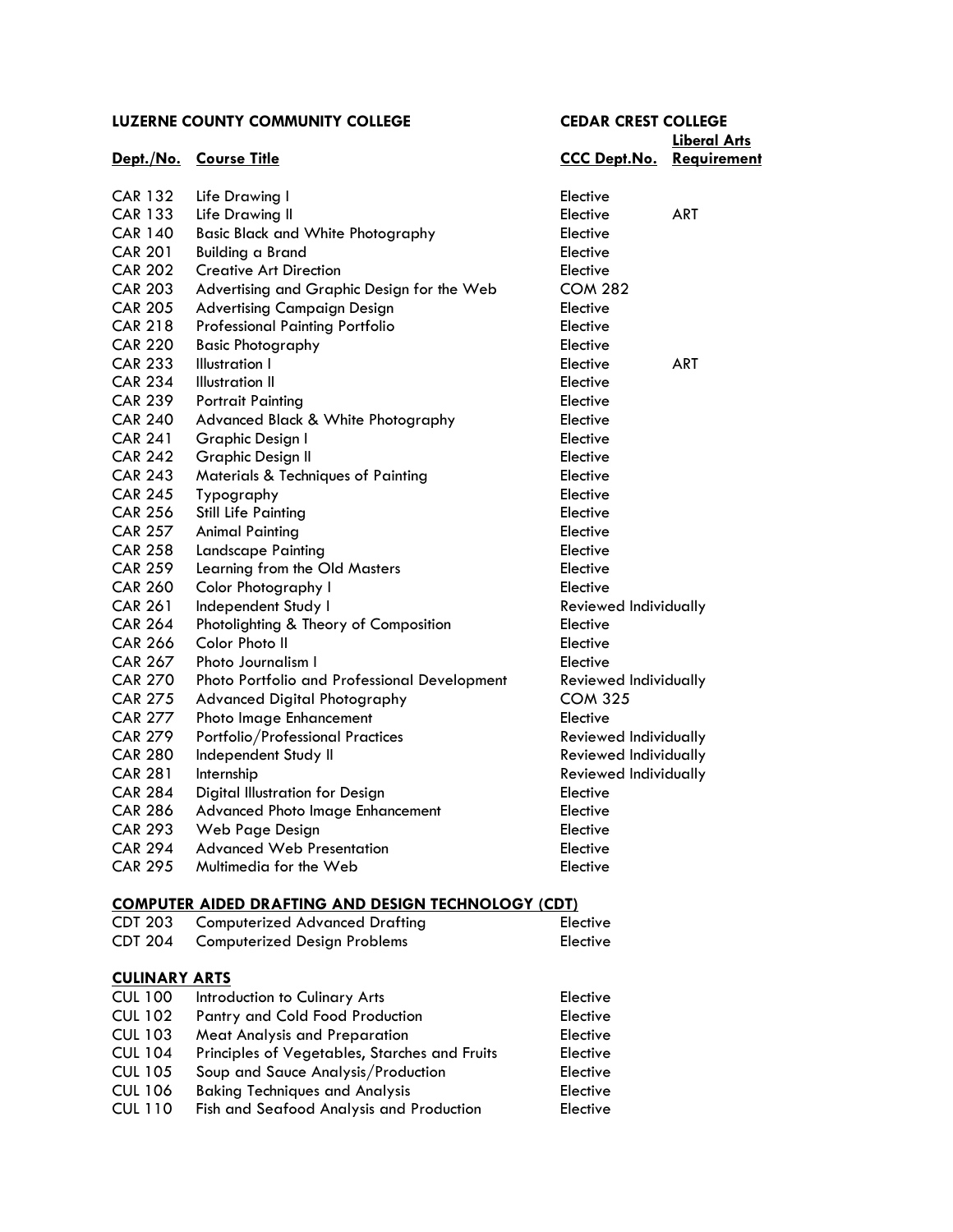| LUZERNE COUNTY COMMUNITY COLLEGE | | CEDAR CREST COLLEGE | |
|---|---|---|---|
| **Dept./No.** | **Course Title** | **CCC Dept.No.** | **Liberal Arts Requirement** |
| CAR 132 | Life Drawing I | Elective | |
| CAR 133 | Life Drawing II | Elective | ART |
| CAR 140 | Basic Black and White Photography | Elective | |
| CAR 201 | Building a Brand | Elective | |
| CAR 202 | Creative Art Direction | Elective | |
| CAR 203 | Advertising and Graphic Design for the Web | COM 282 | |
| CAR 205 | Advertising Campaign Design | Elective | |
| CAR 218 | Professional Painting Portfolio | Elective | |
| CAR 220 | Basic Photography | Elective | |
| CAR 233 | Illustration I | Elective | ART |
| CAR 234 | Illustration II | Elective | |
| CAR 239 | Portrait Painting | Elective | |
| CAR 240 | Advanced Black & White Photography | Elective | |
| CAR 241 | Graphic Design I | Elective | |
| CAR 242 | Graphic Design II | Elective | |
| CAR 243 | Materials & Techniques of Painting | Elective | |
| CAR 245 | Typography | Elective | |
| CAR 256 | Still Life Painting | Elective | |
| CAR 257 | Animal Painting | Elective | |
| CAR 258 | Landscape Painting | Elective | |
| CAR 259 | Learning from the Old Masters | Elective | |
| CAR 260 | Color Photography I | Elective | |
| CAR 261 | Independent Study I | Reviewed Individually | |
| CAR 264 | Photolighting & Theory of Composition | Elective | |
| CAR 266 | Color Photo II | Elective | |
| CAR 267 | Photo Journalism I | Elective | |
| CAR 270 | Photo Portfolio and Professional Development | Reviewed Individually | |
| CAR 275 | Advanced Digital Photography | COM 325 | |
| CAR 277 | Photo Image Enhancement | Elective | |
| CAR 279 | Portfolio/Professional Practices | Reviewed Individually | |
| CAR 280 | Independent Study II | Reviewed Individually | |
| CAR 281 | Internship | Reviewed Individually | |
| CAR 284 | Digital Illustration for Design | Elective | |
| CAR 286 | Advanced Photo Image Enhancement | Elective | |
| CAR 293 | Web Page Design | Elective | |
| CAR 294 | Advanced Web Presentation | Elective | |
| CAR 295 | Multimedia for the Web | Elective | |

**COMPUTER AIDED DRAFTING AND DESIGN TECHNOLOGY (CDT)**

| | | | |
|---|---|---|---|
| CDT 203 | Computerized Advanced Drafting | Elective | |
| CDT 204 | Computerized Design Problems | Elective | |

**CULINARY ARTS**

| | | | |
|---|---|---|---|
| CUL 100 | Introduction to Culinary Arts | Elective | |
| CUL 102 | Pantry and Cold Food Production | Elective | |
| CUL 103 | Meat Analysis and Preparation | Elective | |
| CUL 104 | Principles of Vegetables, Starches and Fruits | Elective | |
| CUL 105 | Soup and Sauce Analysis/Production | Elective | |
| CUL 106 | Baking Techniques and Analysis | Elective | |
| CUL 110 | Fish and Seafood Analysis and Production | Elective | |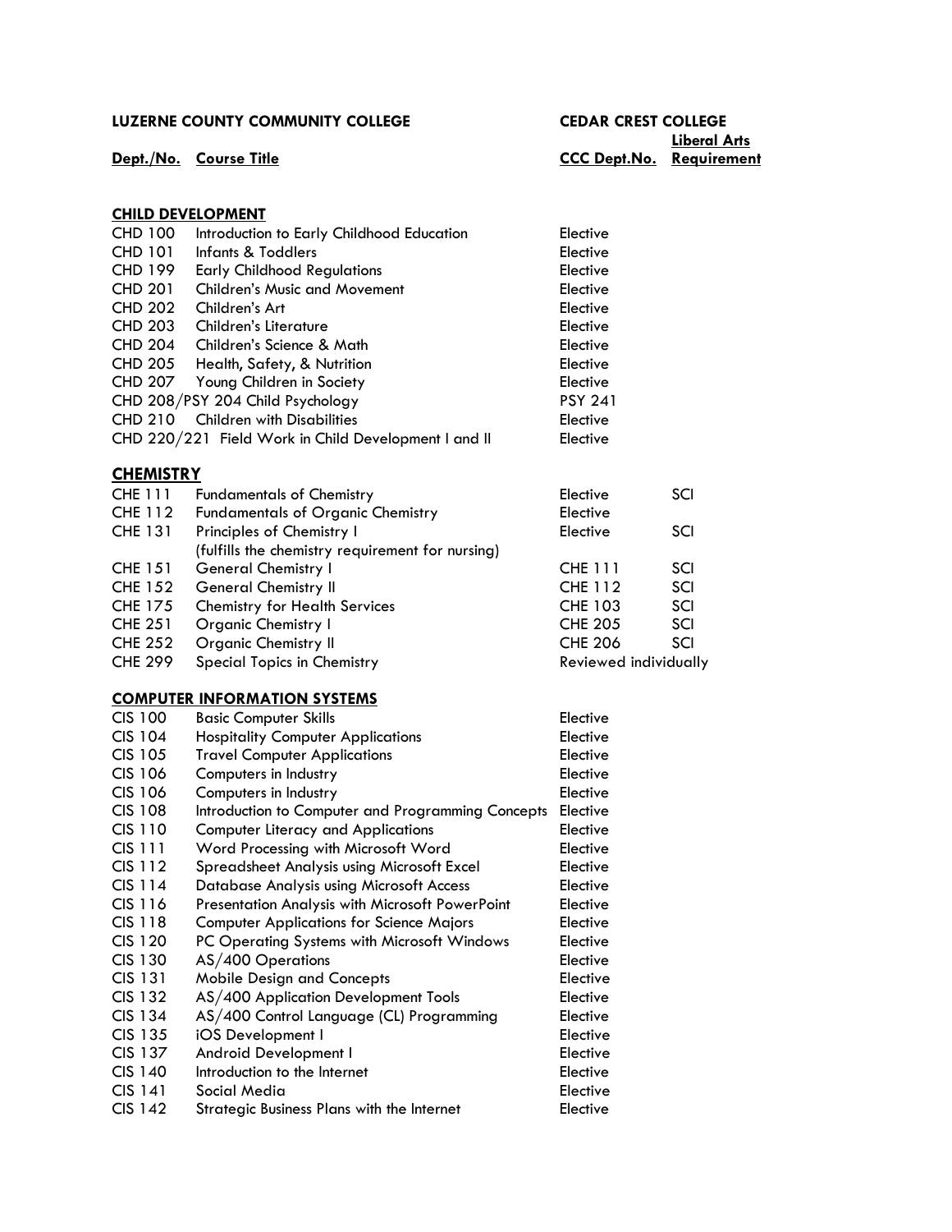| LUZERNE COUNTY COMMUNITY COLLEGE | | CEDAR CREST COLLEGE | |
|---|---|---|---|
| **Dept./No.** | **Course Title** | **CCC Dept.No.** | **Liberal Arts Requirement** |

## CHILD DEVELOPMENT

| Dept./No. | Course Title | CCC Dept.No. | Liberal Arts Requirement |
|---|---|---|---|
| CHD 100 | Introduction to Early Childhood Education | Elective | |
| CHD 101 | Infants & Toddlers | Elective | |
| CHD 199 | Early Childhood Regulations | Elective | |
| CHD 201 | Children's Music and Movement | Elective | |
| CHD 202 | Children's Art | Elective | |
| CHD 203 | Children's Literature | Elective | |
| CHD 204 | Children's Science & Math | Elective | |
| CHD 205 | Health, Safety, & Nutrition | Elective | |
| CHD 207 | Young Children in Society | Elective | |
| CHD 208/PSY 204 | Child Psychology | PSY 241 | |
| CHD 210 | Children with Disabilities | Elective | |
| CHD 220/221 | Field Work in Child Development I and II | Elective | |

## CHEMISTRY

| Dept./No. | Course Title | CCC Dept.No. | Liberal Arts Requirement |
|---|---|---|---|
| CHE 111 | Fundamentals of Chemistry | Elective | SCI |
| CHE 112 | Fundamentals of Organic Chemistry | Elective | |
| CHE 131 | Principles of Chemistry I (fulfills the chemistry requirement for nursing) | Elective | SCI |
| CHE 151 | General Chemistry I | CHE 111 | SCI |
| CHE 152 | General Chemistry II | CHE 112 | SCI |
| CHE 175 | Chemistry for Health Services | CHE 103 | SCI |
| CHE 251 | Organic Chemistry I | CHE 205 | SCI |
| CHE 252 | Organic Chemistry II | CHE 206 | SCI |
| CHE 299 | Special Topics in Chemistry | Reviewed individually | |

## COMPUTER INFORMATION SYSTEMS

| Dept./No. | Course Title | CCC Dept.No. | Liberal Arts Requirement |
|---|---|---|---|
| CIS 100 | Basic Computer Skills | Elective | |
| CIS 104 | Hospitality Computer Applications | Elective | |
| CIS 105 | Travel Computer Applications | Elective | |
| CIS 106 | Computers in Industry | Elective | |
| CIS 106 | Computers in Industry | Elective | |
| CIS 108 | Introduction to Computer and Programming Concepts | Elective | |
| CIS 110 | Computer Literacy and Applications | Elective | |
| CIS 111 | Word Processing with Microsoft Word | Elective | |
| CIS 112 | Spreadsheet Analysis using Microsoft Excel | Elective | |
| CIS 114 | Database Analysis using Microsoft Access | Elective | |
| CIS 116 | Presentation Analysis with Microsoft PowerPoint | Elective | |
| CIS 118 | Computer Applications for Science Majors | Elective | |
| CIS 120 | PC Operating Systems with Microsoft Windows | Elective | |
| CIS 130 | AS/400 Operations | Elective | |
| CIS 131 | Mobile Design and Concepts | Elective | |
| CIS 132 | AS/400 Application Development Tools | Elective | |
| CIS 134 | AS/400 Control Language (CL) Programming | Elective | |
| CIS 135 | iOS Development I | Elective | |
| CIS 137 | Android Development I | Elective | |
| CIS 140 | Introduction to the Internet | Elective | |
| CIS 141 | Social Media | Elective | |
| CIS 142 | Strategic Business Plans with the Internet | Elective | |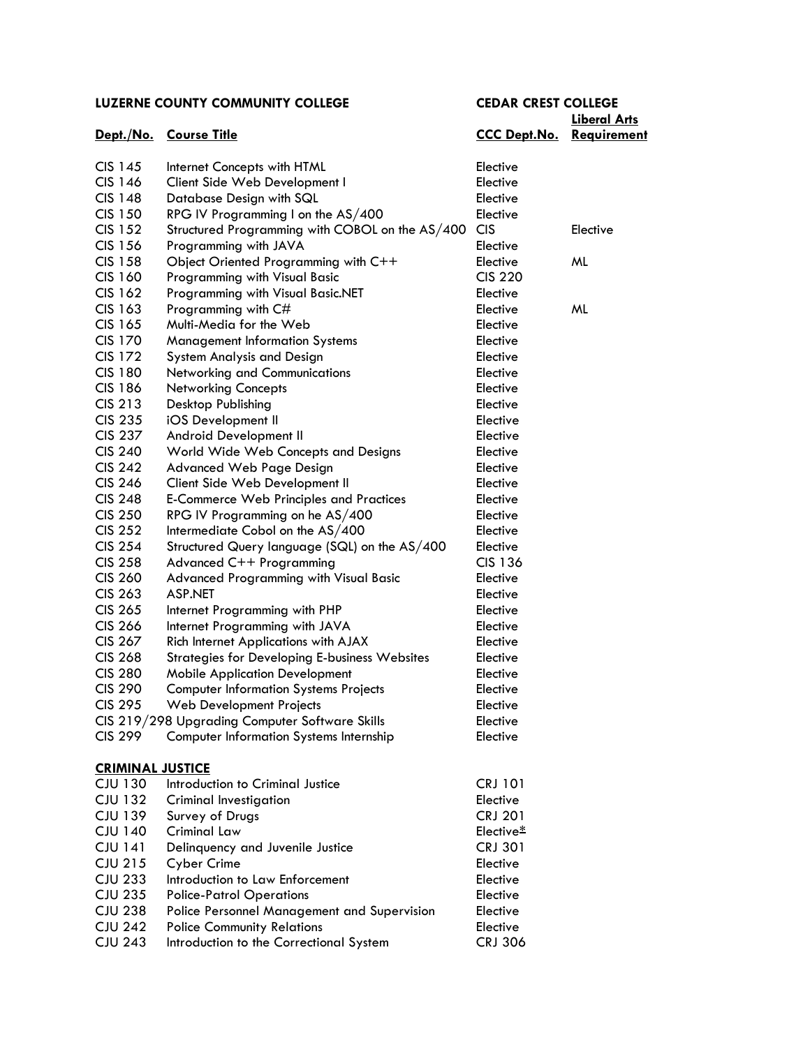| LUZERNE COUNTY COMMUNITY COLLEGE | | CEDAR CREST COLLEGE | |
|---|---|---|---|
| **Dept./No.** | **Course Title** | **CCC Dept.No.** | **Liberal Arts Requirement** |
| CIS 145 | Internet Concepts with HTML | Elective | |
| CIS 146 | Client Side Web Development I | Elective | |
| CIS 148 | Database Design with SQL | Elective | |
| CIS 150 | RPG IV Programming I on the AS/400 | Elective | |
| CIS 152 | Structured Programming with COBOL on the AS/400 | CIS | Elective |
| CIS 156 | Programming with JAVA | Elective | |
| CIS 158 | Object Oriented Programming with C++ | Elective | ML |
| CIS 160 | Programming with Visual Basic | CIS 220 | |
| CIS 162 | Programming with Visual Basic.NET | Elective | |
| CIS 163 | Programming with C# | Elective | ML |
| CIS 165 | Multi-Media for the Web | Elective | |
| CIS 170 | Management Information Systems | Elective | |
| CIS 172 | System Analysis and Design | Elective | |
| CIS 180 | Networking and Communications | Elective | |
| CIS 186 | Networking Concepts | Elective | |
| CIS 213 | Desktop Publishing | Elective | |
| CIS 235 | iOS Development II | Elective | |
| CIS 237 | Android Development II | Elective | |
| CIS 240 | World Wide Web Concepts and Designs | Elective | |
| CIS 242 | Advanced Web Page Design | Elective | |
| CIS 246 | Client Side Web Development II | Elective | |
| CIS 248 | E-Commerce Web Principles and Practices | Elective | |
| CIS 250 | RPG IV Programming on he AS/400 | Elective | |
| CIS 252 | Intermediate Cobol on the AS/400 | Elective | |
| CIS 254 | Structured Query language (SQL) on the AS/400 | Elective | |
| CIS 258 | Advanced C++ Programming | CIS 136 | |
| CIS 260 | Advanced Programming with Visual Basic | Elective | |
| CIS 263 | ASP.NET | Elective | |
| CIS 265 | Internet Programming with PHP | Elective | |
| CIS 266 | Internet Programming with JAVA | Elective | |
| CIS 267 | Rich Internet Applications with AJAX | Elective | |
| CIS 268 | Strategies for Developing E-business Websites | Elective | |
| CIS 280 | Mobile Application Development | Elective | |
| CIS 290 | Computer Information Systems Projects | Elective | |
| CIS 295 | Web Development Projects | Elective | |
| CIS 219/298 | Upgrading Computer Software Skills | Elective | |
| CIS 299 | Computer Information Systems Internship | Elective | |
| **CRIMINAL JUSTICE** | | | |
| CJU 130 | Introduction to Criminal Justice | CRJ 101 | |
| CJU 132 | Criminal Investigation | Elective | |
| CJU 139 | Survey of Drugs | CRJ 201 | |
| CJU 140 | Criminal Law | Elective* | |
| CJU 141 | Delinquency and Juvenile Justice | CRJ 301 | |
| CJU 215 | Cyber Crime | Elective | |
| CJU 233 | Introduction to Law Enforcement | Elective | |
| CJU 235 | Police-Patrol Operations | Elective | |
| CJU 238 | Police Personnel Management and Supervision | Elective | |
| CJU 242 | Police Community Relations | Elective | |
| CJU 243 | Introduction to the Correctional System | CRJ 306 | |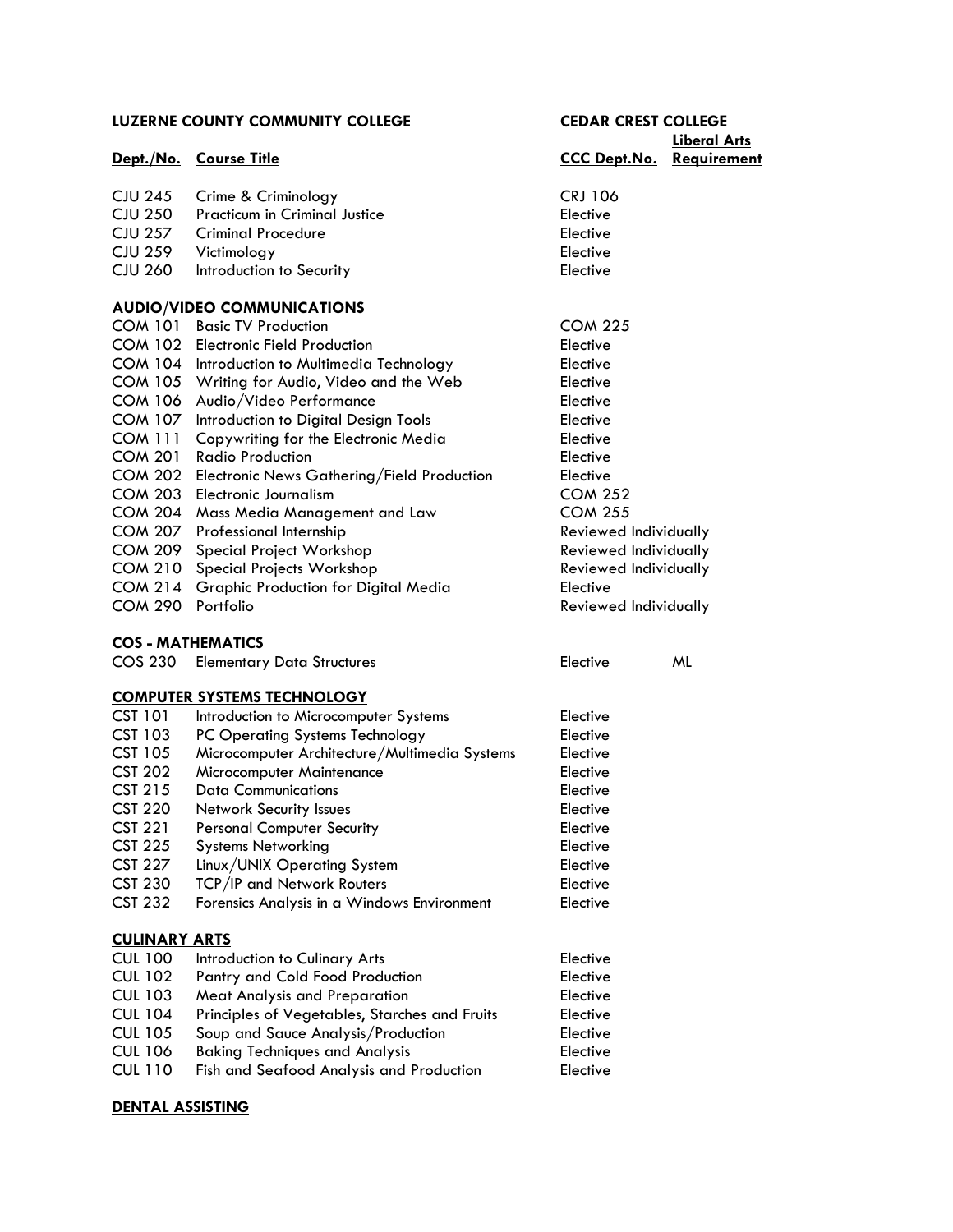| LUZERNE COUNTY COMMUNITY COLLEGE | | CEDAR CREST COLLEGE | |
|---|---|---|---|
| **Dept./No.** | **Course Title** | **CCC Dept.No.** | **Liberal Arts Requirement** |
| CJU 245 | Crime & Criminology | CRJ 106 | |
| CJU 250 | Practicum in Criminal Justice | Elective | |
| CJU 257 | Criminal Procedure | Elective | |
| CJU 259 | Victimology | Elective | |
| CJU 260 | Introduction to Security | Elective | |
| **AUDIO/VIDEO COMMUNICATIONS** | | | |
| COM 101 | Basic TV Production | COM 225 | |
| COM 102 | Electronic Field Production | Elective | |
| COM 104 | Introduction to Multimedia Technology | Elective | |
| COM 105 | Writing for Audio, Video and the Web | Elective | |
| COM 106 | Audio/Video Performance | Elective | |
| COM 107 | Introduction to Digital Design Tools | Elective | |
| COM 111 | Copywriting for the Electronic Media | Elective | |
| COM 201 | Radio Production | Elective | |
| COM 202 | Electronic News Gathering/Field Production | Elective | |
| COM 203 | Electronic Journalism | COM 252 | |
| COM 204 | Mass Media Management and Law | COM 255 | |
| COM 207 | Professional Internship | Reviewed Individually | |
| COM 209 | Special Project Workshop | Reviewed Individually | |
| COM 210 | Special Projects Workshop | Reviewed Individually | |
| COM 214 | Graphic Production for Digital Media | Elective | |
| COM 290 | Portfolio | Reviewed Individually | |
| **COS - MATHEMATICS** | | | |
| COS 230 | Elementary Data Structures | Elective | ML |
| **COMPUTER SYSTEMS TECHNOLOGY** | | | |
| CST 101 | Introduction to Microcomputer Systems | Elective | |
| CST 103 | PC Operating Systems Technology | Elective | |
| CST 105 | Microcomputer Architecture/Multimedia Systems | Elective | |
| CST 202 | Microcomputer Maintenance | Elective | |
| CST 215 | Data Communications | Elective | |
| CST 220 | Network Security Issues | Elective | |
| CST 221 | Personal Computer Security | Elective | |
| CST 225 | Systems Networking | Elective | |
| CST 227 | Linux/UNIX Operating System | Elective | |
| CST 230 | TCP/IP and Network Routers | Elective | |
| CST 232 | Forensics Analysis in a Windows Environment | Elective | |
| **CULINARY ARTS** | | | |
| CUL 100 | Introduction to Culinary Arts | Elective | |
| CUL 102 | Pantry and Cold Food Production | Elective | |
| CUL 103 | Meat Analysis and Preparation | Elective | |
| CUL 104 | Principles of Vegetables, Starches and Fruits | Elective | |
| CUL 105 | Soup and Sauce Analysis/Production | Elective | |
| CUL 106 | Baking Techniques and Analysis | Elective | |
| CUL 110 | Fish and Seafood Analysis and Production | Elective | |
| **DENTAL ASSISTING** | | | |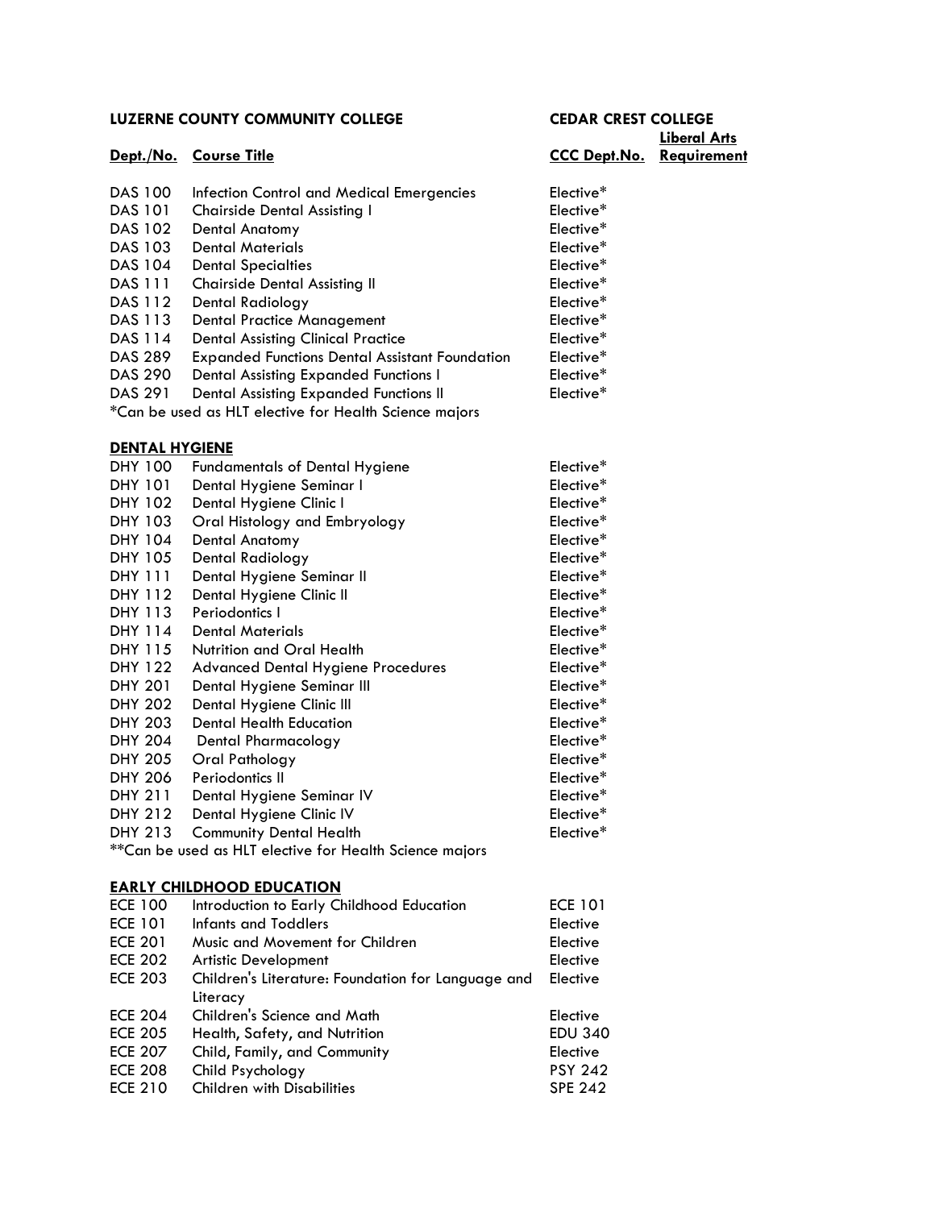| LUZERNE COUNTY COMMUNITY COLLEGE | | CEDAR CREST COLLEGE | |
|---|---|---|---|
| **Dept./No.** | **Course Title** | **CCC Dept.No.** | **Liberal Arts Requirement** |
| DAS 100 | Infection Control and Medical Emergencies | Elective* | |
| DAS 101 | Chairside Dental Assisting I | Elective* | |
| DAS 102 | Dental Anatomy | Elective* | |
| DAS 103 | Dental Materials | Elective* | |
| DAS 104 | Dental Specialties | Elective* | |
| DAS 111 | Chairside Dental Assisting II | Elective* | |
| DAS 112 | Dental Radiology | Elective* | |
| DAS 113 | Dental Practice Management | Elective* | |
| DAS 114 | Dental Assisting Clinical Practice | Elective* | |
| DAS 289 | Expanded Functions Dental Assistant Foundation | Elective* | |
| DAS 290 | Dental Assisting Expanded Functions I | Elective* | |
| DAS 291 | Dental Assisting Expanded Functions II | Elective* | |

*Can be used as HLT elective for Health Science majors

**DENTAL HYGIENE**

| Dept./No. | Course Title | CCC Dept.No. | Liberal Arts Requirement |
|---|---|---|---|
| DHY 100 | Fundamentals of Dental Hygiene | Elective* | |
| DHY 101 | Dental Hygiene Seminar I | Elective* | |
| DHY 102 | Dental Hygiene Clinic I | Elective* | |
| DHY 103 | Oral Histology and Embryology | Elective* | |
| DHY 104 | Dental Anatomy | Elective* | |
| DHY 105 | Dental Radiology | Elective* | |
| DHY 111 | Dental Hygiene Seminar II | Elective* | |
| DHY 112 | Dental Hygiene Clinic II | Elective* | |
| DHY 113 | Periodontics I | Elective* | |
| DHY 114 | Dental Materials | Elective* | |
| DHY 115 | Nutrition and Oral Health | Elective* | |
| DHY 122 | Advanced Dental Hygiene Procedures | Elective* | |
| DHY 201 | Dental Hygiene Seminar III | Elective* | |
| DHY 202 | Dental Hygiene Clinic III | Elective* | |
| DHY 203 | Dental Health Education | Elective* | |
| DHY 204 | Dental Pharmacology | Elective* | |
| DHY 205 | Oral Pathology | Elective* | |
| DHY 206 | Periodontics II | Elective* | |
| DHY 211 | Dental Hygiene Seminar IV | Elective* | |
| DHY 212 | Dental Hygiene Clinic IV | Elective* | |
| DHY 213 | Community Dental Health | Elective* | |

**Can be used as HLT elective for Health Science majors

**EARLY CHILDHOOD EDUCATION**

| Dept./No. | Course Title | CCC Dept.No. | Liberal Arts Requirement |
|---|---|---|---|
| ECE 100 | Introduction to Early Childhood Education | ECE 101 | |
| ECE 101 | Infants and Toddlers | Elective | |
| ECE 201 | Music and Movement for Children | Elective | |
| ECE 202 | Artistic Development | Elective | |
| ECE 203 | Children's Literature: Foundation for Language and Literacy | Elective | |
| ECE 204 | Children's Science and Math | Elective | |
| ECE 205 | Health, Safety, and Nutrition | EDU 340 | |
| ECE 207 | Child, Family, and Community | Elective | |
| ECE 208 | Child Psychology | PSY 242 | |
| ECE 210 | Children with Disabilities | SPE 242 | |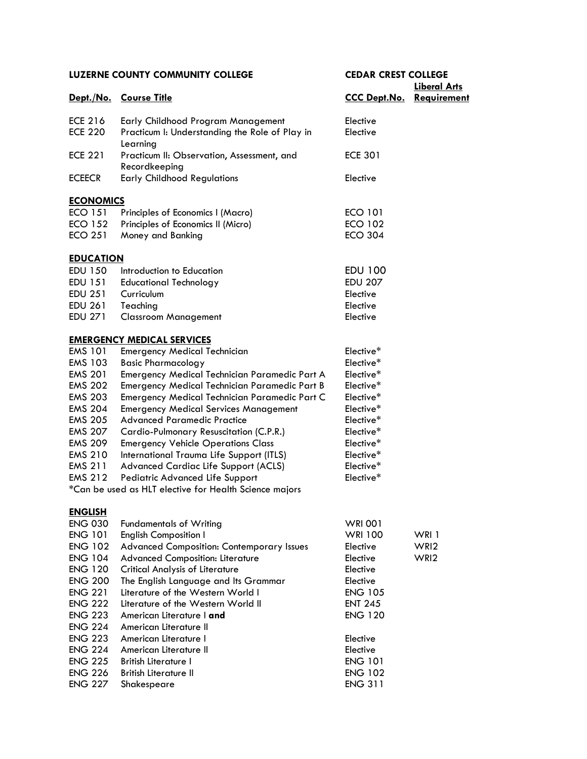| LUZERNE COUNTY COMMUNITY COLLEGE | | CEDAR CREST COLLEGE | |
|---|---|---|---|
| **Dept./No.** | **Course Title** | **CCC Dept.No.** | **Liberal Arts Requirement** |
| ECE 216 | Early Childhood Program Management | Elective | |
| ECE 220 | Practicum I: Understanding the Role of Play in Learning | Elective | |
| ECE 221 | Practicum II: Observation, Assessment, and Recordkeeping | ECE 301 | |
| ECEECR | Early Childhood Regulations | Elective | |
| **ECONOMICS** | | | |
| ECO 151 | Principles of Economics I (Macro) | ECO 101 | |
| ECO 152 | Principles of Economics II (Micro) | ECO 102 | |
| ECO 251 | Money and Banking | ECO 304 | |
| **EDUCATION** | | | |
| EDU 150 | Introduction to Education | EDU 100 | |
| EDU 151 | Educational Technology | EDU 207 | |
| EDU 251 | Curriculum | Elective | |
| EDU 261 | Teaching | Elective | |
| EDU 271 | Classroom Management | Elective | |
| **EMERGENCY MEDICAL SERVICES** | | | |
| EMS 101 | Emergency Medical Technician | Elective* | |
| EMS 103 | Basic Pharmacology | Elective* | |
| EMS 201 | Emergency Medical Technician Paramedic Part A | Elective* | |
| EMS 202 | Emergency Medical Technician Paramedic Part B | Elective* | |
| EMS 203 | Emergency Medical Technician Paramedic Part C | Elective* | |
| EMS 204 | Emergency Medical Services Management | Elective* | |
| EMS 205 | Advanced Paramedic Practice | Elective* | |
| EMS 207 | Cardio-Pulmonary Resuscitation (C.P.R.) | Elective* | |
| EMS 209 | Emergency Vehicle Operations Class | Elective* | |
| EMS 210 | International Trauma Life Support (ITLS) | Elective* | |
| EMS 211 | Advanced Cardiac Life Support (ACLS) | Elective* | |
| EMS 212 | Pediatric Advanced Life Support | Elective* | |
| *Can be used as HLT elective for Health Science majors | | | |
| **ENGLISH** | | | |
| ENG 030 | Fundamentals of Writing | WRI 001 | |
| ENG 101 | English Composition I | WRI 100 | WRI 1 |
| ENG 102 | Advanced Composition: Contemporary Issues | Elective | WRI2 |
| ENG 104 | Advanced Composition: Literature | Elective | WRI2 |
| ENG 120 | Critical Analysis of Literature | Elective | |
| ENG 200 | The English Language and Its Grammar | Elective | |
| ENG 221 | Literature of the Western World I | ENG 105 | |
| ENG 222 | Literature of the Western World II | ENT 245 | |
| ENG 223 | American Literature I **and** | ENG 120 | |
| ENG 224 | American Literature II | | |
| ENG 223 | American Literature I | Elective | |
| ENG 224 | American Literature II | Elective | |
| ENG 225 | British Literature I | ENG 101 | |
| ENG 226 | British Literature II | ENG 102 | |
| ENG 227 | Shakespeare | ENG 311 | |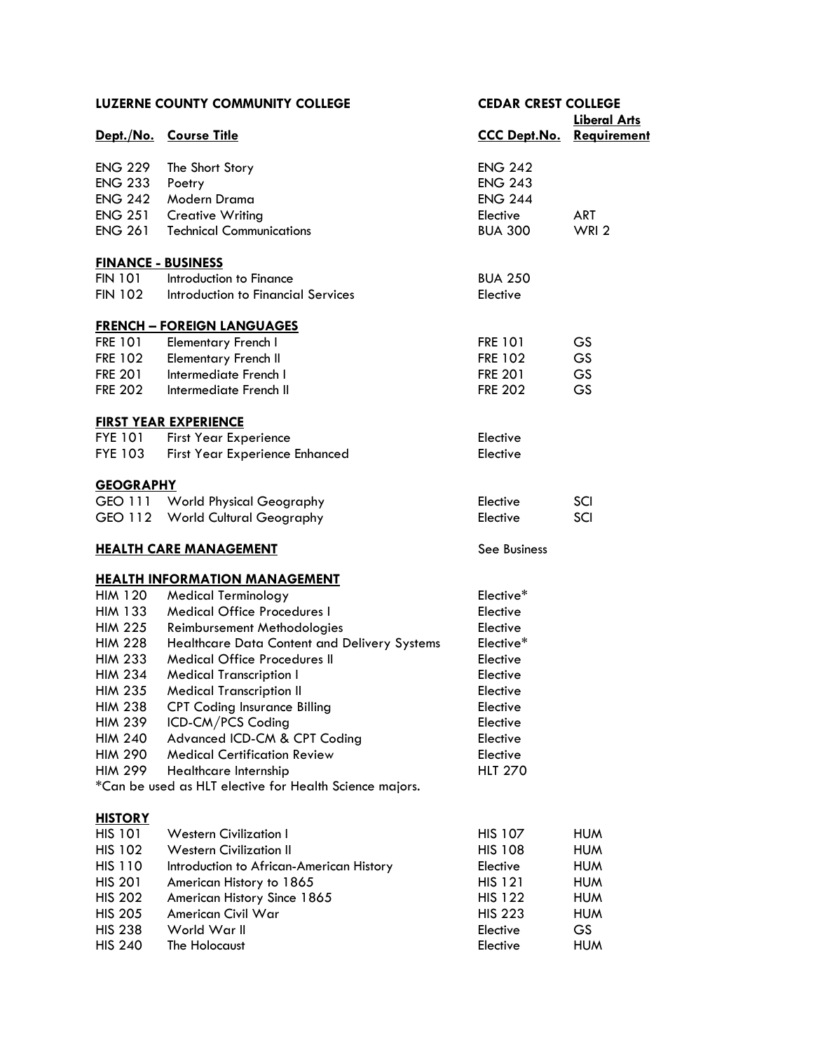| LUZERNE COUNTY COMMUNITY COLLEGE | | CEDAR CREST COLLEGE | |
|---|---|---|---|
| **Dept./No.** | **Course Title** | **CCC Dept.No.** | **Liberal Arts Requirement** |
| ENG 229 | The Short Story | ENG 242 | |
| ENG 233 | Poetry | ENG 243 | |
| ENG 242 | Modern Drama | ENG 244 | |
| ENG 251 | Creative Writing | Elective | ART |
| ENG 261 | Technical Communications | BUA 300 | WRI 2 |
| **FINANCE - BUSINESS** | | | |
| FIN 101 | Introduction to Finance | BUA 250 | |
| FIN 102 | Introduction to Financial Services | Elective | |
| **FRENCH – FOREIGN LANGUAGES** | | | |
| FRE 101 | Elementary French I | FRE 101 | GS |
| FRE 102 | Elementary French II | FRE 102 | GS |
| FRE 201 | Intermediate French I | FRE 201 | GS |
| FRE 202 | Intermediate French II | FRE 202 | GS |
| **FIRST YEAR EXPERIENCE** | | | |
| FYE 101 | First Year Experience | Elective | |
| FYE 103 | First Year Experience Enhanced | Elective | |
| **GEOGRAPHY** | | | |
| GEO 111 | World Physical Geography | Elective | SCI |
| GEO 112 | World Cultural Geography | Elective | SCI |
| **HEALTH CARE MANAGEMENT** | | See Business | |
| **HEALTH INFORMATION MANAGEMENT** | | | |
| HIM 120 | Medical Terminology | Elective* | |
| HIM 133 | Medical Office Procedures I | Elective | |
| HIM 225 | Reimbursement Methodologies | Elective | |
| HIM 228 | Healthcare Data Content and Delivery Systems | Elective* | |
| HIM 233 | Medical Office Procedures II | Elective | |
| HIM 234 | Medical Transcription I | Elective | |
| HIM 235 | Medical Transcription II | Elective | |
| HIM 238 | CPT Coding Insurance Billing | Elective | |
| HIM 239 | ICD-CM/PCS Coding | Elective | |
| HIM 240 | Advanced ICD-CM & CPT Coding | Elective | |
| HIM 290 | Medical Certification Review | Elective | |
| HIM 299 | Healthcare Internship | HLT 270 | |

*Can be used as HLT elective for Health Science majors.

| Dept./No. | Course Title | CCC Dept.No. | Liberal Arts Requirement |
|---|---|---|---|
| **HISTORY** | | | |
| HIS 101 | Western Civilization I | HIS 107 | HUM |
| HIS 102 | Western Civilization II | HIS 108 | HUM |
| HIS 110 | Introduction to African-American History | Elective | HUM |
| HIS 201 | American History to 1865 | HIS 121 | HUM |
| HIS 202 | American History Since 1865 | HIS 122 | HUM |
| HIS 205 | American Civil War | HIS 223 | HUM |
| HIS 238 | World War II | Elective | GS |
| HIS 240 | The Holocaust | Elective | HUM |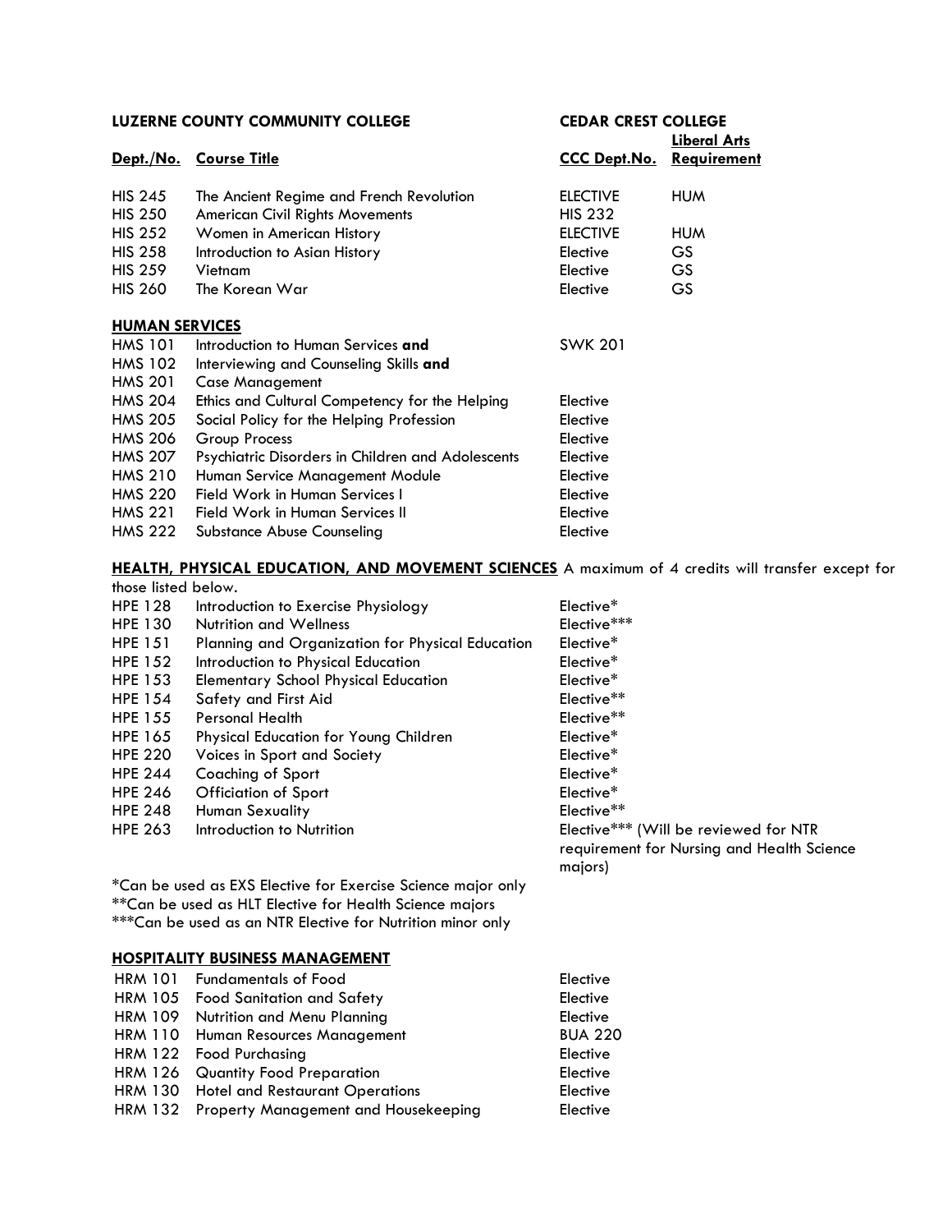| LUZERNE COUNTY COMMUNITY COLLEGE | | CEDAR CREST COLLEGE | |
|---|---|---|---|
| **Dept./No.** | **Course Title** | **CCC Dept.No.** | **Liberal Arts Requirement** |
| HIS 245 | The Ancient Regime and French Revolution | ELECTIVE | HUM |
| HIS 250 | American Civil Rights Movements | HIS 232 | |
| HIS 252 | Women in American History | ELECTIVE | HUM |
| HIS 258 | Introduction to Asian History | Elective | GS |
| HIS 259 | Vietnam | Elective | GS |
| HIS 260 | The Korean War | Elective | GS |

**HUMAN SERVICES**

| | | | |
|---|---|---|---|
| HMS 101 | Introduction to Human Services **and** | SWK 201 | |
| HMS 102 | Interviewing and Counseling Skills **and** | | |
| HMS 201 | Case Management | | |
| HMS 204 | Ethics and Cultural Competency for the Helping | Elective | |
| HMS 205 | Social Policy for the Helping Profession | Elective | |
| HMS 206 | Group Process | Elective | |
| HMS 207 | Psychiatric Disorders in Children and Adolescents | Elective | |
| HMS 210 | Human Service Management Module | Elective | |
| HMS 220 | Field Work in Human Services I | Elective | |
| HMS 221 | Field Work in Human Services II | Elective | |
| HMS 222 | Substance Abuse Counseling | Elective | |

**HEALTH, PHYSICAL EDUCATION, AND MOVEMENT SCIENCES** A maximum of 4 credits will transfer except for those listed below.

| | | | |
|---|---|---|---|
| HPE 128 | Introduction to Exercise Physiology | Elective* | |
| HPE 130 | Nutrition and Wellness | Elective*** | |
| HPE 151 | Planning and Organization for Physical Education | Elective* | |
| HPE 152 | Introduction to Physical Education | Elective* | |
| HPE 153 | Elementary School Physical Education | Elective* | |
| HPE 154 | Safety and First Aid | Elective** | |
| HPE 155 | Personal Health | Elective** | |
| HPE 165 | Physical Education for Young Children | Elective* | |
| HPE 220 | Voices in Sport and Society | Elective* | |
| HPE 244 | Coaching of Sport | Elective* | |
| HPE 246 | Officiation of Sport | Elective* | |
| HPE 248 | Human Sexuality | Elective** | |
| HPE 263 | Introduction to Nutrition | Elective*** (Will be reviewed for NTR requirement for Nursing and Health Science majors) | |

*Can be used as EXS Elective for Exercise Science major only
**Can be used as HLT Elective for Health Science majors
***Can be used as an NTR Elective for Nutrition minor only

**HOSPITALITY BUSINESS MANAGEMENT**

| | | | |
|---|---|---|---|
| HRM 101 | Fundamentals of Food | Elective | |
| HRM 105 | Food Sanitation and Safety | Elective | |
| HRM 109 | Nutrition and Menu Planning | Elective | |
| HRM 110 | Human Resources Management | BUA 220 | |
| HRM 122 | Food Purchasing | Elective | |
| HRM 126 | Quantity Food Preparation | Elective | |
| HRM 130 | Hotel and Restaurant Operations | Elective | |
| HRM 132 | Property Management and Housekeeping | Elective | |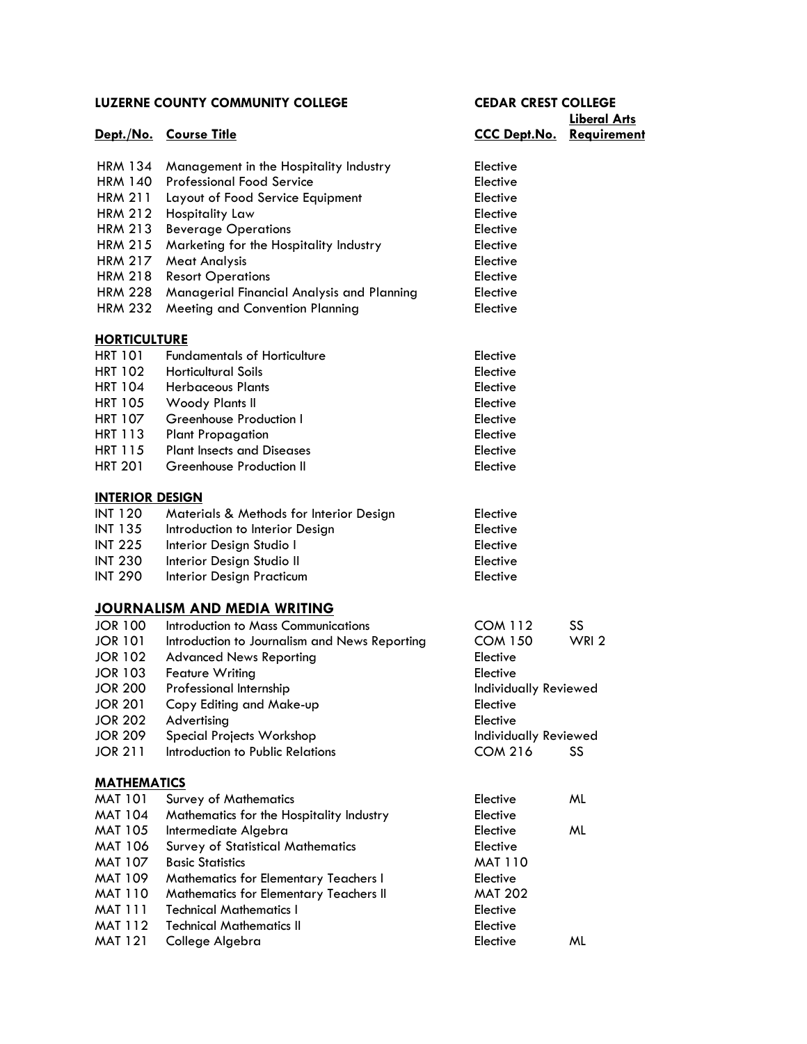| **LUZERNE COUNTY COMMUNITY COLLEGE** | | **CEDAR CREST COLLEGE** | |
|---|---|---|---|
| **Dept./No.** | **Course Title** | **CCC Dept.No.** | **Liberal Arts Requirement** |
| HRM 134 | Management in the Hospitality Industry | Elective | |
| HRM 140 | Professional Food Service | Elective | |
| HRM 211 | Layout of Food Service Equipment | Elective | |
| HRM 212 | Hospitality Law | Elective | |
| HRM 213 | Beverage Operations | Elective | |
| HRM 215 | Marketing for the Hospitality Industry | Elective | |
| HRM 217 | Meat Analysis | Elective | |
| HRM 218 | Resort Operations | Elective | |
| HRM 228 | Managerial Financial Analysis and Planning | Elective | |
| HRM 232 | Meeting and Convention Planning | Elective | |
| **HORTICULTURE** | | | |
| HRT 101 | Fundamentals of Horticulture | Elective | |
| HRT 102 | Horticultural Soils | Elective | |
| HRT 104 | Herbaceous Plants | Elective | |
| HRT 105 | Woody Plants II | Elective | |
| HRT 107 | Greenhouse Production I | Elective | |
| HRT 113 | Plant Propagation | Elective | |
| HRT 115 | Plant Insects and Diseases | Elective | |
| HRT 201 | Greenhouse Production II | Elective | |
| **INTERIOR DESIGN** | | | |
| INT 120 | Materials & Methods for Interior Design | Elective | |
| INT 135 | Introduction to Interior Design | Elective | |
| INT 225 | Interior Design Studio I | Elective | |
| INT 230 | Interior Design Studio II | Elective | |
| INT 290 | Interior Design Practicum | Elective | |
| **JOURNALISM AND MEDIA WRITING** | | | |
| JOR 100 | Introduction to Mass Communications | COM 112 | SS |
| JOR 101 | Introduction to Journalism and News Reporting | COM 150 | WRI 2 |
| JOR 102 | Advanced News Reporting | Elective | |
| JOR 103 | Feature Writing | Elective | |
| JOR 200 | Professional Internship | Individually Reviewed | |
| JOR 201 | Copy Editing and Make-up | Elective | |
| JOR 202 | Advertising | Elective | |
| JOR 209 | Special Projects Workshop | Individually Reviewed | |
| JOR 211 | Introduction to Public Relations | COM 216 | SS |
| **MATHEMATICS** | | | |
| MAT 101 | Survey of Mathematics | Elective | ML |
| MAT 104 | Mathematics for the Hospitality Industry | Elective | |
| MAT 105 | Intermediate Algebra | Elective | ML |
| MAT 106 | Survey of Statistical Mathematics | Elective | |
| MAT 107 | Basic Statistics | MAT 110 | |
| MAT 109 | Mathematics for Elementary Teachers I | Elective | |
| MAT 110 | Mathematics for Elementary Teachers II | MAT 202 | |
| MAT 111 | Technical Mathematics I | Elective | |
| MAT 112 | Technical Mathematics II | Elective | |
| MAT 121 | College Algebra | Elective | ML |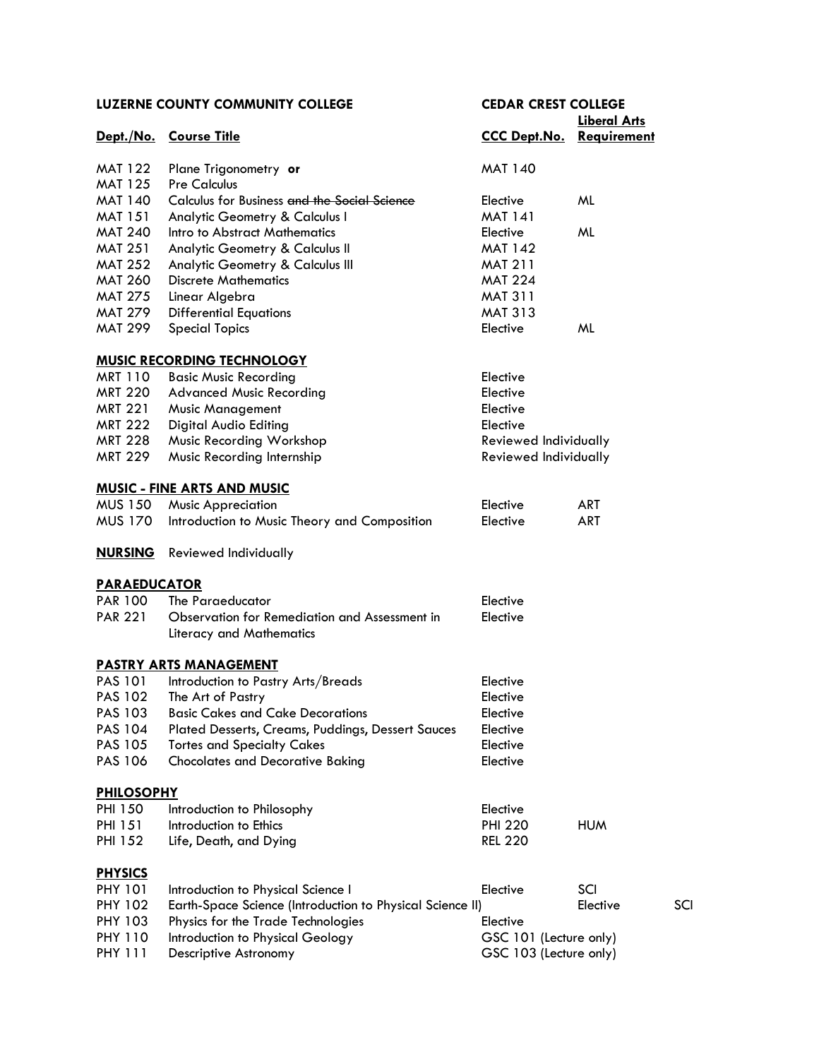| LUZERNE COUNTY COMMUNITY COLLEGE | | CEDAR CREST COLLEGE | |
|---|---|---|---|
| **Dept./No.** | **Course Title** | **CCC Dept.No.** | **Liberal Arts Requirement** |
| MAT 122 | Plane Trigonometry **or** | MAT 140 | |
| MAT 125 | Pre Calculus | | |
| MAT 140 | Calculus for Business ~~and the Social Science~~ | Elective | ML |
| MAT 151 | Analytic Geometry & Calculus I | MAT 141 | |
| MAT 240 | Intro to Abstract Mathematics | Elective | ML |
| MAT 251 | Analytic Geometry & Calculus II | MAT 142 | |
| MAT 252 | Analytic Geometry & Calculus III | MAT 211 | |
| MAT 260 | Discrete Mathematics | MAT 224 | |
| MAT 275 | Linear Algebra | MAT 311 | |
| MAT 279 | Differential Equations | MAT 313 | |
| MAT 299 | Special Topics | Elective | ML |
| **MUSIC RECORDING TECHNOLOGY** | | | |
| MRT 110 | Basic Music Recording | Elective | |
| MRT 220 | Advanced Music Recording | Elective | |
| MRT 221 | Music Management | Elective | |
| MRT 222 | Digital Audio Editing | Elective | |
| MRT 228 | Music Recording Workshop | Reviewed Individually | |
| MRT 229 | Music Recording Internship | Reviewed Individually | |
| **MUSIC - FINE ARTS AND MUSIC** | | | |
| MUS 150 | Music Appreciation | Elective | ART |
| MUS 170 | Introduction to Music Theory and Composition | Elective | ART |
| **NURSING** | Reviewed Individually | | |
| **PARAEDUCATOR** | | | |
| PAR 100 | The Paraeducator | Elective | |
| PAR 221 | Observation for Remediation and Assessment in Literacy and Mathematics | Elective | |
| **PASTRY ARTS MANAGEMENT** | | | |
| PAS 101 | Introduction to Pastry Arts/Breads | Elective | |
| PAS 102 | The Art of Pastry | Elective | |
| PAS 103 | Basic Cakes and Cake Decorations | Elective | |
| PAS 104 | Plated Desserts, Creams, Puddings, Dessert Sauces | Elective | |
| PAS 105 | Tortes and Specialty Cakes | Elective | |
| PAS 106 | Chocolates and Decorative Baking | Elective | |
| **PHILOSOPHY** | | | |
| PHI 150 | Introduction to Philosophy | Elective | |
| PHI 151 | Introduction to Ethics | PHI 220 | HUM |
| PHI 152 | Life, Death, and Dying | REL 220 | |
| **PHYSICS** | | | |
| PHY 101 | Introduction to Physical Science I | Elective | SCI |
| PHY 102 | Earth-Space Science (Introduction to Physical Science II) | Elective | SCI |
| PHY 103 | Physics for the Trade Technologies | Elective | |
| PHY 110 | Introduction to Physical Geology | GSC 101 (Lecture only) | |
| PHY 111 | Descriptive Astronomy | GSC 103 (Lecture only) | |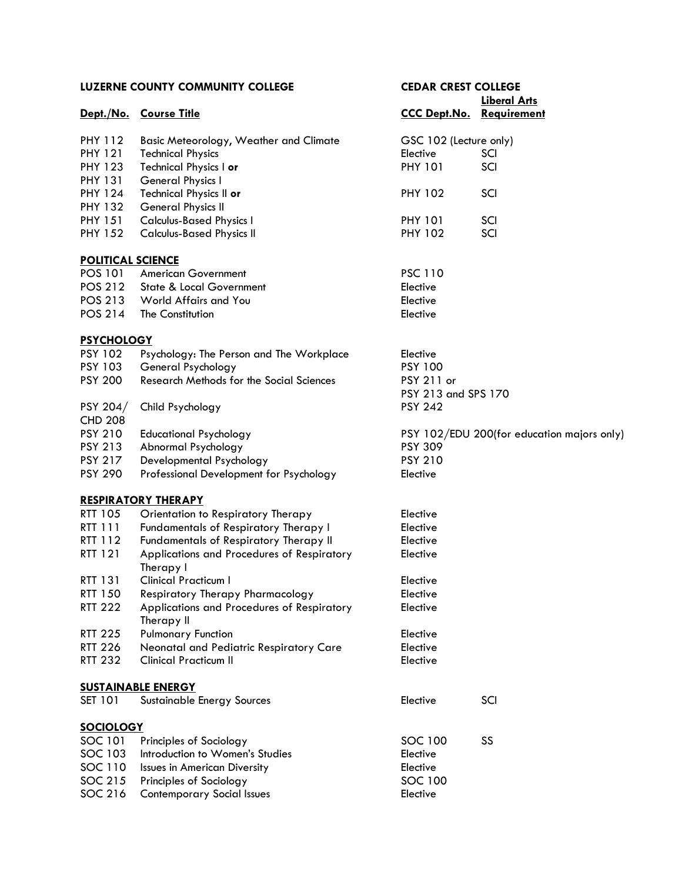| LUZERNE COUNTY COMMUNITY COLLEGE | | CEDAR CREST COLLEGE | |
|---|---|---|---|
| **Dept./No.** | **Course Title** | **CCC Dept.No.** | **Liberal Arts Requirement** |
| PHY 112 | Basic Meteorology, Weather and Climate | GSC 102 (Lecture only) | |
| PHY 121 | Technical Physics | Elective | SCI |
| PHY 123 | Technical Physics I **or** | PHY 101 | SCI |
| PHY 131 | General Physics I | | |
| PHY 124 | Technical Physics II **or** | PHY 102 | SCI |
| PHY 132 | General Physics II | | |
| PHY 151 | Calculus-Based Physics I | PHY 101 | SCI |
| PHY 152 | Calculus-Based Physics II | PHY 102 | SCI |
| **POLITICAL SCIENCE** | | | |
| POS 101 | American Government | PSC 110 | |
| POS 212 | State & Local Government | Elective | |
| POS 213 | World Affairs and You | Elective | |
| POS 214 | The Constitution | Elective | |
| **PSYCHOLOGY** | | | |
| PSY 102 | Psychology: The Person and The Workplace | Elective | |
| PSY 103 | General Psychology | PSY 100 | |
| PSY 200 | Research Methods for the Social Sciences | PSY 211 or PSY 213 and SPS 170 | |
| PSY 204/ CHD 208 | Child Psychology | PSY 242 | |
| PSY 210 | Educational Psychology | PSY 102/EDU 200(for education majors only) | |
| PSY 213 | Abnormal Psychology | PSY 309 | |
| PSY 217 | Developmental Psychology | PSY 210 | |
| PSY 290 | Professional Development for Psychology | Elective | |
| **RESPIRATORY THERAPY** | | | |
| RTT 105 | Orientation to Respiratory Therapy | Elective | |
| RTT 111 | Fundamentals of Respiratory Therapy I | Elective | |
| RTT 112 | Fundamentals of Respiratory Therapy II | Elective | |
| RTT 121 | Applications and Procedures of Respiratory Therapy I | Elective | |
| RTT 131 | Clinical Practicum I | Elective | |
| RTT 150 | Respiratory Therapy Pharmacology | Elective | |
| RTT 222 | Applications and Procedures of Respiratory Therapy II | Elective | |
| RTT 225 | Pulmonary Function | Elective | |
| RTT 226 | Neonatal and Pediatric Respiratory Care | Elective | |
| RTT 232 | Clinical Practicum II | Elective | |
| **SUSTAINABLE ENERGY** | | | |
| SET 101 | Sustainable Energy Sources | Elective | SCI |
| **SOCIOLOGY** | | | |
| SOC 101 | Principles of Sociology | SOC 100 | SS |
| SOC 103 | Introduction to Women's Studies | Elective | |
| SOC 110 | Issues in American Diversity | Elective | |
| SOC 215 | Principles of Sociology | SOC 100 | |
| SOC 216 | Contemporary Social Issues | Elective | |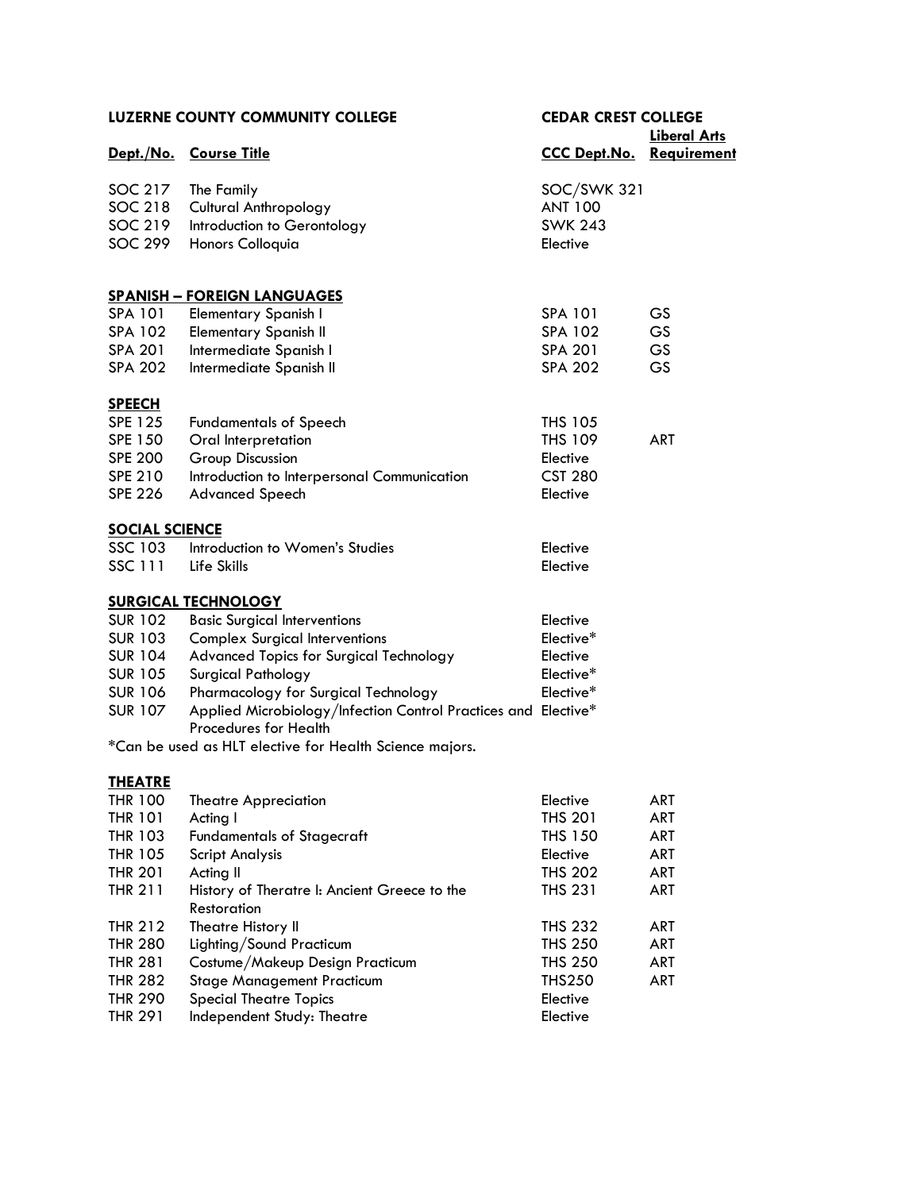| LUZERNE COUNTY COMMUNITY COLLEGE | | CEDAR CREST COLLEGE | |
|---|---|---|---|
| **Dept./No.** | **Course Title** | **CCC Dept.No.** | **Liberal Arts Requirement** |
| SOC 217 | The Family | SOC/SWK 321 | |
| SOC 218 | Cultural Anthropology | ANT 100 | |
| SOC 219 | Introduction to Gerontology | SWK 243 | |
| SOC 299 | Honors Colloquia | Elective | |
| **SPANISH – FOREIGN LANGUAGES** | | | |
| SPA 101 | Elementary Spanish I | SPA 101 | GS |
| SPA 102 | Elementary Spanish II | SPA 102 | GS |
| SPA 201 | Intermediate Spanish I | SPA 201 | GS |
| SPA 202 | Intermediate Spanish II | SPA 202 | GS |
| **SPEECH** | | | |
| SPE 125 | Fundamentals of Speech | THS 105 | |
| SPE 150 | Oral Interpretation | THS 109 | ART |
| SPE 200 | Group Discussion | Elective | |
| SPE 210 | Introduction to Interpersonal Communication | CST 280 | |
| SPE 226 | Advanced Speech | Elective | |
| **SOCIAL SCIENCE** | | | |
| SSC 103 | Introduction to Women's Studies | Elective | |
| SSC 111 | Life Skills | Elective | |
| **SURGICAL TECHNOLOGY** | | | |
| SUR 102 | Basic Surgical Interventions | Elective | |
| SUR 103 | Complex Surgical Interventions | Elective* | |
| SUR 104 | Advanced Topics for Surgical Technology | Elective | |
| SUR 105 | Surgical Pathology | Elective* | |
| SUR 106 | Pharmacology for Surgical Technology | Elective* | |
| SUR 107 | Applied Microbiology/Infection Control Practices and Procedures for Health | Elective* | |

*Can be used as HLT elective for Health Science majors.

| Dept./No. | Course Title | CCC Dept.No. | Liberal Arts Requirement |
|---|---|---|---|
| **THEATRE** | | | |
| THR 100 | Theatre Appreciation | Elective | ART |
| THR 101 | Acting I | THS 201 | ART |
| THR 103 | Fundamentals of Stagecraft | THS 150 | ART |
| THR 105 | Script Analysis | Elective | ART |
| THR 201 | Acting II | THS 202 | ART |
| THR 211 | History of Theratre I: Ancient Greece to the Restoration | THS 231 | ART |
| THR 212 | Theatre History II | THS 232 | ART |
| THR 280 | Lighting/Sound Practicum | THS 250 | ART |
| THR 281 | Costume/Makeup Design Practicum | THS 250 | ART |
| THR 282 | Stage Management Practicum | THS250 | ART |
| THR 290 | Special Theatre Topics | Elective | |
| THR 291 | Independent Study: Theatre | Elective | |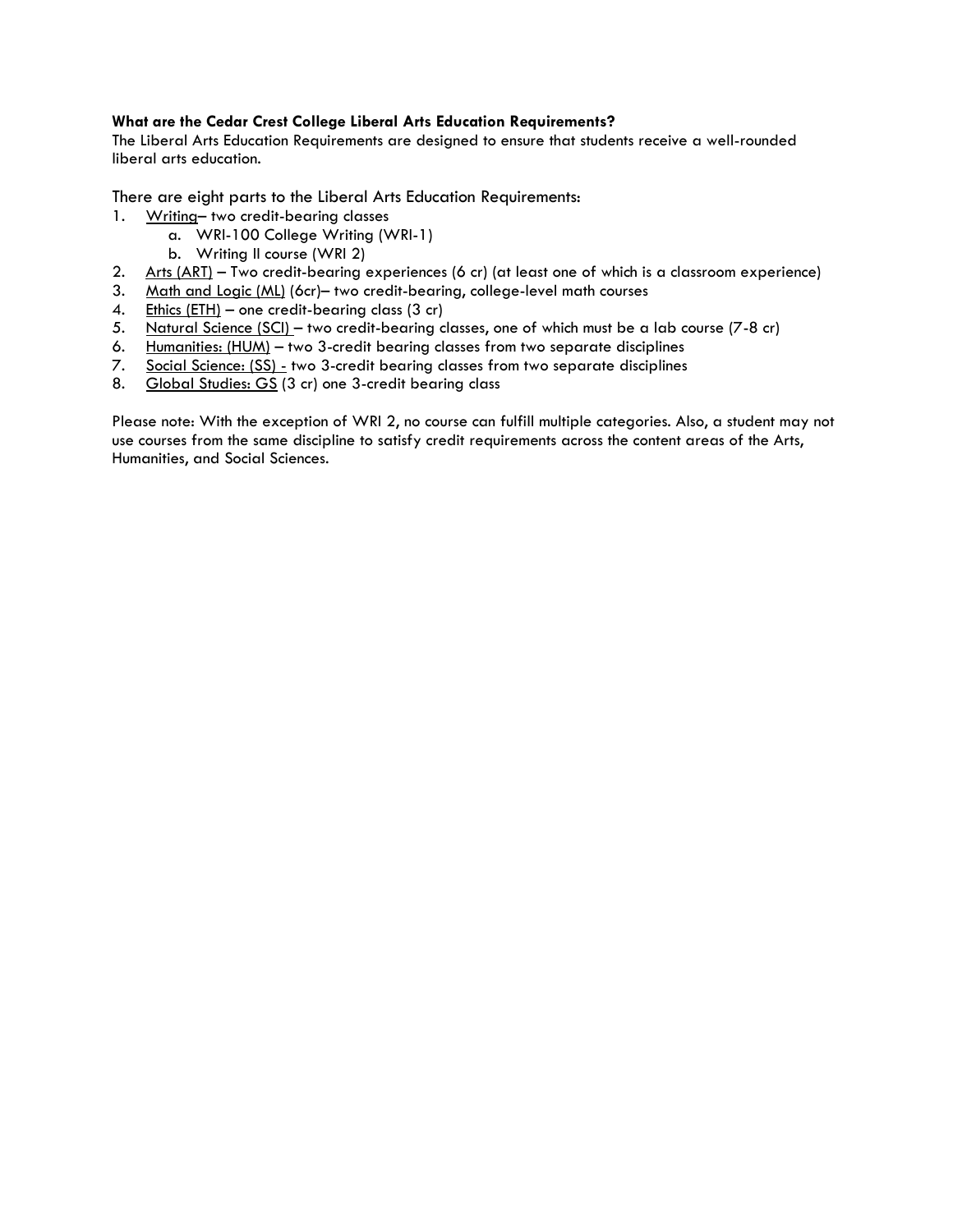**What are the Cedar Crest College Liberal Arts Education Requirements?**
The Liberal Arts Education Requirements are designed to ensure that students receive a well-rounded liberal arts education.

There are eight parts to the Liberal Arts Education Requirements:

1. Writing– two credit-bearing classes
   a. WRI-100 College Writing (WRI-1)
   b. Writing II course (WRI 2)
2. Arts (ART) – Two credit-bearing experiences (6 cr) (at least one of which is a classroom experience)
3. Math and Logic (ML) (6cr)– two credit-bearing, college-level math courses
4. Ethics (ETH) – one credit-bearing class (3 cr)
5. Natural Science (SCI) – two credit-bearing classes, one of which must be a lab course (7-8 cr)
6. Humanities: (HUM) – two 3-credit bearing classes from two separate disciplines
7. Social Science: (SS) - two 3-credit bearing classes from two separate disciplines
8. Global Studies: GS (3 cr) one 3-credit bearing class

Please note: With the exception of WRI 2, no course can fulfill multiple categories. Also, a student may not use courses from the same discipline to satisfy credit requirements across the content areas of the Arts, Humanities, and Social Sciences.